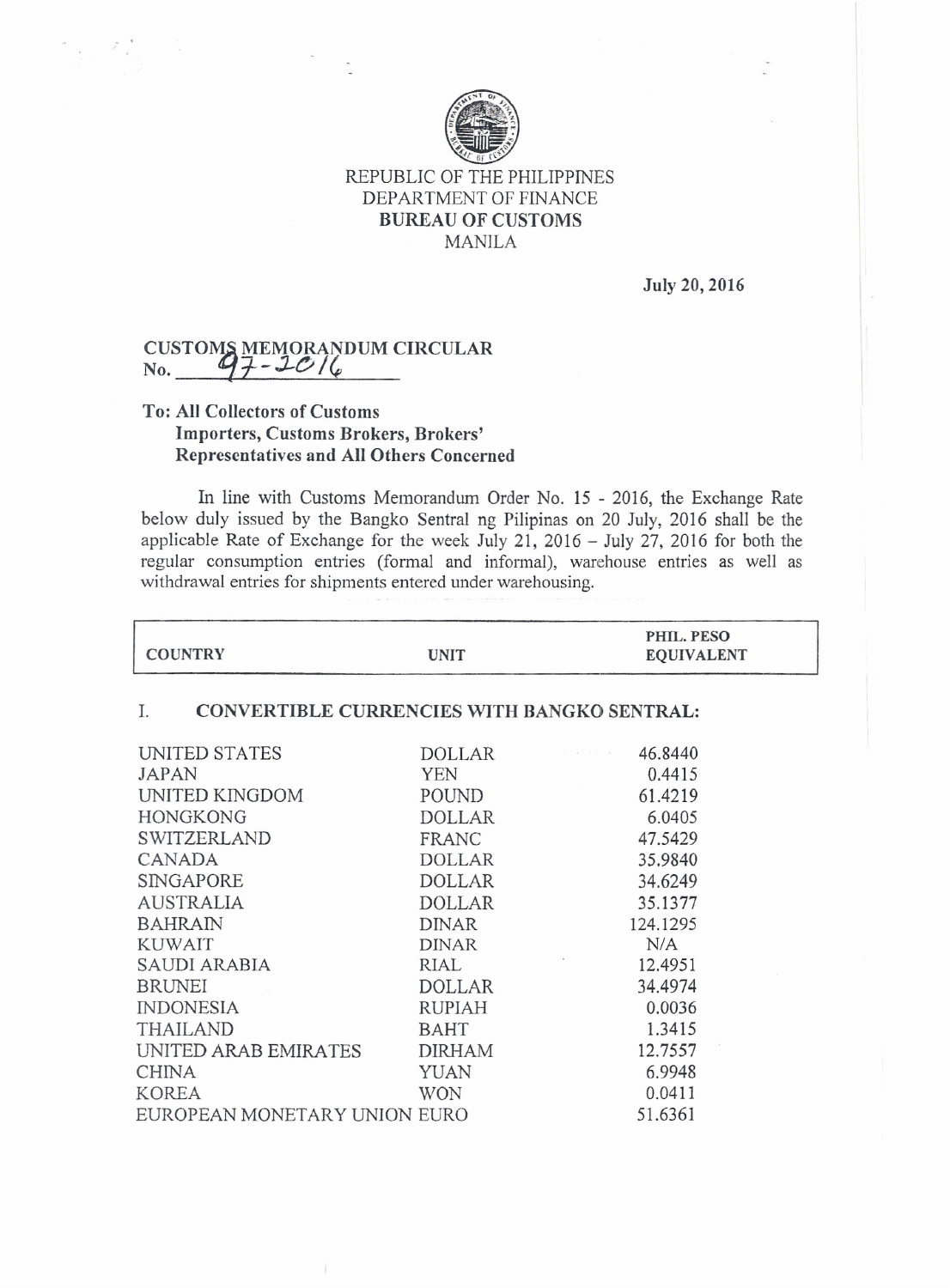REPUBLIC OF THE PHILIPPINES
DEPARTMENT OF FINANCE
**BUREAU OF CUSTOMS**
MANILA

**July 20, 2016**

**CUSTOMS MEMORANDUM CIRCULAR**
**No. 97-2016**

**To: All Collectors of Customs**
**Importers, Customs Brokers, Brokers' Representatives and All Others Concerned**

In line with Customs Memorandum Order No. 15 - 2016, the Exchange Rate below duly issued by the Bangko Sentral ng Pilipinas on 20 July, 2016 shall be the applicable Rate of Exchange for the week July 21, 2016 – July 27, 2016 for both the regular consumption entries (formal and informal), warehouse entries as well as withdrawal entries for shipments entered under warehousing.

| COUNTRY | UNIT | PHIL. PESO EQUIVALENT |
|---|---|---|
| **I. CONVERTIBLE CURRENCIES WITH BANGKO SENTRAL:** | | |
| UNITED STATES | DOLLAR | 46.8440 |
| JAPAN | YEN | 0.4415 |
| UNITED KINGDOM | POUND | 61.4219 |
| HONGKONG | DOLLAR | 6.0405 |
| SWITZERLAND | FRANC | 47.5429 |
| CANADA | DOLLAR | 35.9840 |
| SINGAPORE | DOLLAR | 34.6249 |
| AUSTRALIA | DOLLAR | 35.1377 |
| BAHRAIN | DINAR | 124.1295 |
| KUWAIT | DINAR | N/A |
| SAUDI ARABIA | RIAL | 12.4951 |
| BRUNEI | DOLLAR | 34.4974 |
| INDONESIA | RUPIAH | 0.0036 |
| THAILAND | BAHT | 1.3415 |
| UNITED ARAB EMIRATES | DIRHAM | 12.7557 |
| CHINA | YUAN | 6.9948 |
| KOREA | WON | 0.0411 |
| EUROPEAN MONETARY UNION | EURO | 51.6361 |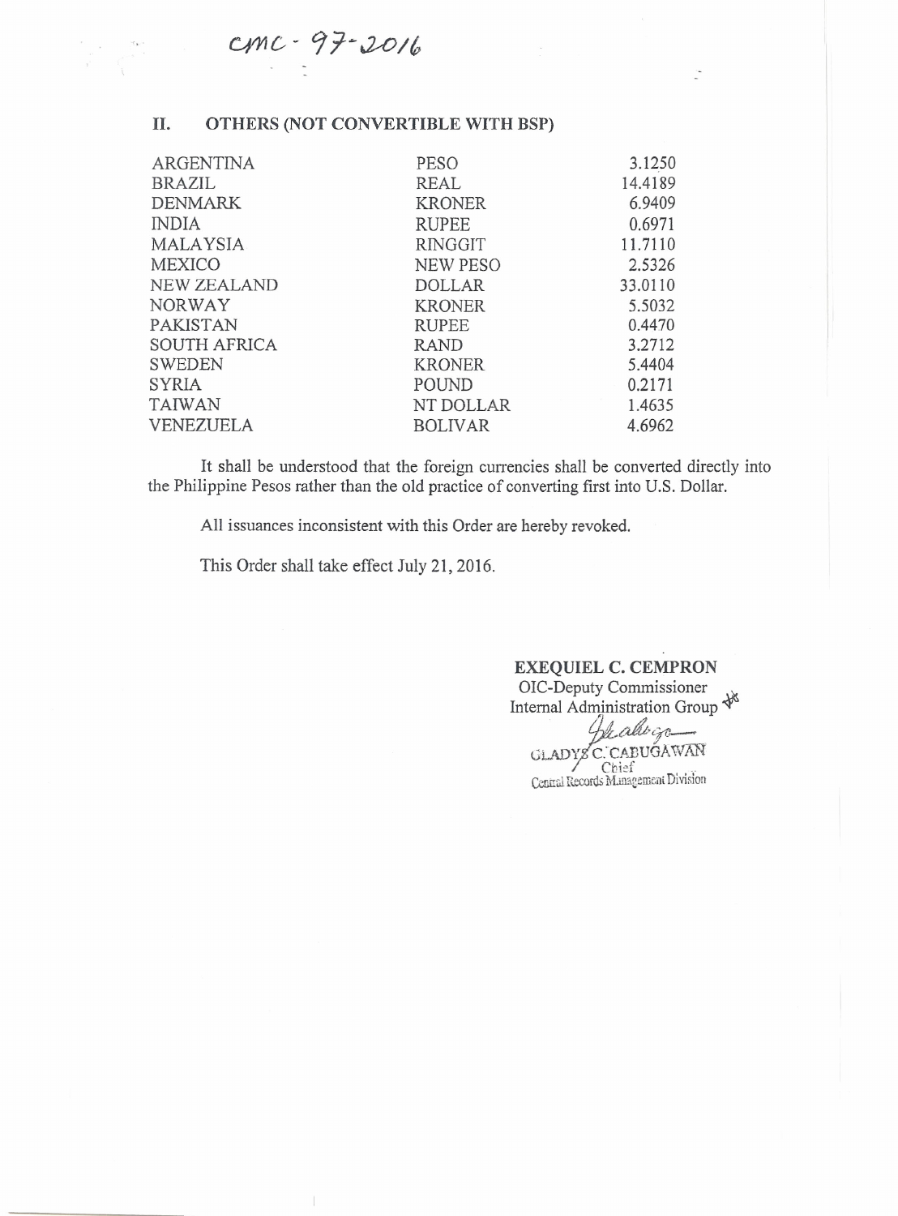CMC - 97-2016

## II. OTHERS (NOT CONVERTIBLE WITH BSP)

| | | |
|---|---|---|
| ARGENTINA | PESO | 3.1250 |
| BRAZIL | REAL | 14.4189 |
| DENMARK | KRONER | 6.9409 |
| INDIA | RUPEE | 0.6971 |
| MALAYSIA | RINGGIT | 11.7110 |
| MEXICO | NEW PESO | 2.5326 |
| NEW ZEALAND | DOLLAR | 33.0110 |
| NORWAY | KRONER | 5.5032 |
| PAKISTAN | RUPEE | 0.4470 |
| SOUTH AFRICA | RAND | 3.2712 |
| SWEDEN | KRONER | 5.4404 |
| SYRIA | POUND | 0.2171 |
| TAIWAN | NT DOLLAR | 1.4635 |
| VENEZUELA | BOLIVAR | 4.6962 |

It shall be understood that the foreign currencies shall be converted directly into the Philippine Pesos rather than the old practice of converting first into U.S. Dollar.

All issuances inconsistent with this Order are hereby revoked.

This Order shall take effect July 21, 2016.

**EXEQUIEL C. CEMPRON**
OIC-Deputy Commissioner
Internal Administration Group

GLADYS C. CABUGAWAN
Chief
Central Records Management Division